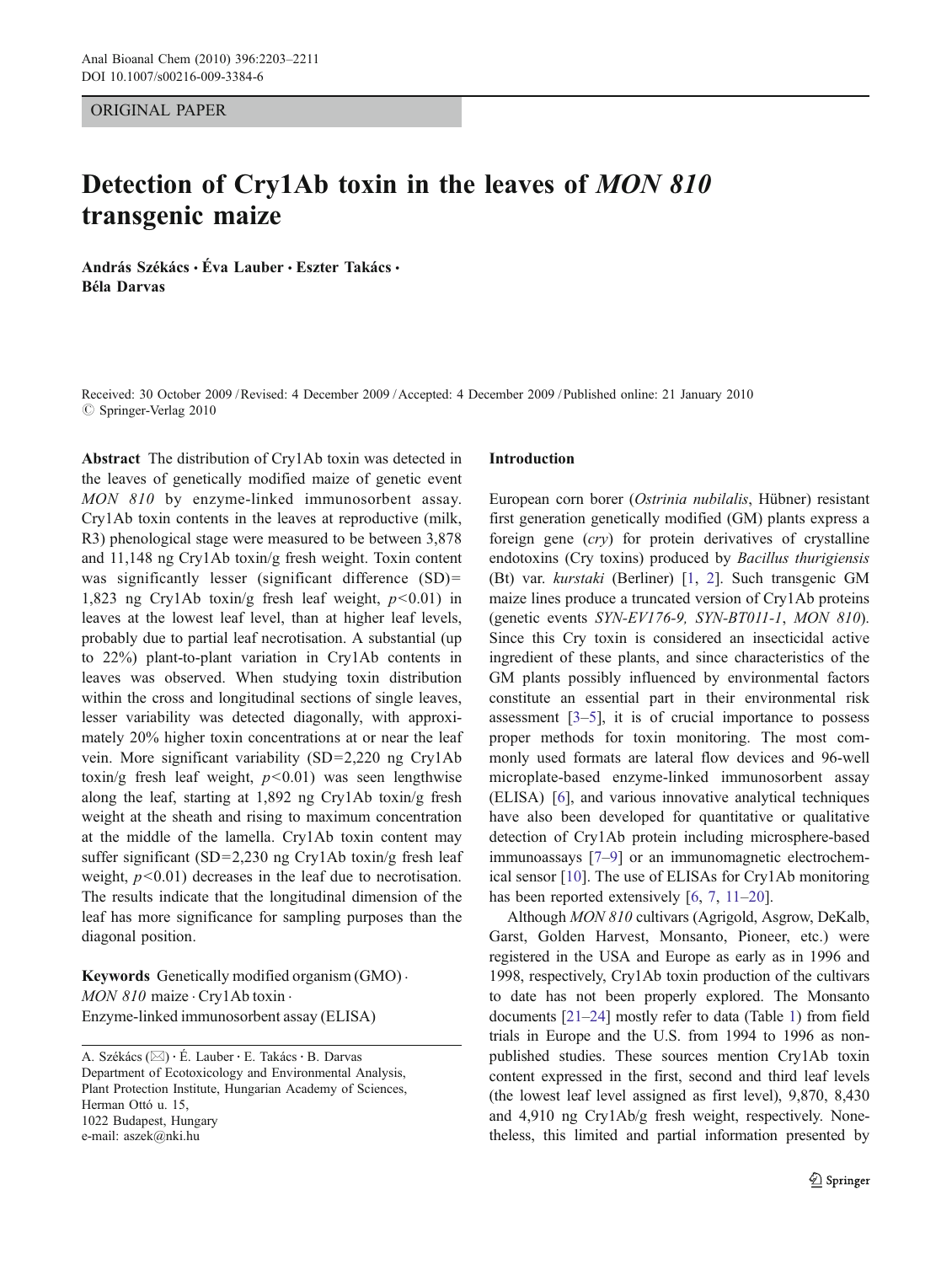ORIGINAL PAPER

# Detection of Cry1Ab toxin in the leaves of *MON 810* transgenic maize

**András Székács · Éva Lauber · Eszter Takács · Béla Darvas**

Received: 30 October 2009 / Revised: 4 December 2009 / Accepted: 4 December 2009 / Published online: 21 January 2010
© Springer-Verlag 2010

**Abstract** The distribution of Cry1Ab toxin was detected in the leaves of genetically modified maize of genetic event *MON 810* by enzyme-linked immunosorbent assay. Cry1Ab toxin contents in the leaves at reproductive (milk, R3) phenological stage were measured to be between 3,878 and 11,148 ng Cry1Ab toxin/g fresh weight. Toxin content was significantly lesser (significant difference (SD)= 1,823 ng Cry1Ab toxin/g fresh leaf weight, $p<0.01$) in leaves at the lowest leaf level, than at higher leaf levels, probably due to partial leaf necrotisation. A substantial (up to 22%) plant-to-plant variation in Cry1Ab contents in leaves was observed. When studying toxin distribution within the cross and longitudinal sections of single leaves, lesser variability was detected diagonally, with approximately 20% higher toxin concentrations at or near the leaf vein. More significant variability (SD=2,220 ng Cry1Ab toxin/g fresh leaf weight, $p<0.01$) was seen lengthwise along the leaf, starting at 1,892 ng Cry1Ab toxin/g fresh weight at the sheath and rising to maximum concentration at the middle of the lamella. Cry1Ab toxin content may suffer significant (SD=2,230 ng Cry1Ab toxin/g fresh leaf weight, $p<0.01$) decreases in the leaf due to necrotisation. The results indicate that the longitudinal dimension of the leaf has more significance for sampling purposes than the diagonal position.

**Keywords** Genetically modified organism (GMO) · *MON 810* maize · Cry1Ab toxin · Enzyme-linked immunosorbent assay (ELISA)

A. Székács (✉) · É. Lauber · E. Takács · B. Darvas
Department of Ecotoxicology and Environmental Analysis, Plant Protection Institute, Hungarian Academy of Sciences, Herman Ottó u. 15, 1022 Budapest, Hungary
e-mail: aszek@nki.hu

## Introduction

European corn borer (*Ostrinia nubilalis*, Hübner) resistant first generation genetically modified (GM) plants express a foreign gene (*cry*) for protein derivatives of crystalline endotoxins (Cry toxins) produced by *Bacillus thurigiensis* (Bt) var. *kurstaki* (Berliner) [1, 2]. Such transgenic GM maize lines produce a truncated version of Cry1Ab proteins (genetic events *SYN-EV176-9, SYN-BT011-1, MON 810*). Since this Cry toxin is considered an insecticidal active ingredient of these plants, and since characteristics of the GM plants possibly influenced by environmental factors constitute an essential part in their environmental risk assessment [3–5], it is of crucial importance to possess proper methods for toxin monitoring. The most commonly used formats are lateral flow devices and 96-well microplate-based enzyme-linked immunosorbent assay (ELISA) [6], and various innovative analytical techniques have also been developed for quantitative or qualitative detection of Cry1Ab protein including microsphere-based immunoassays [7–9] or an immunomagnetic electrochemical sensor [10]. The use of ELISAs for Cry1Ab monitoring has been reported extensively [6, 7, 11–20].

Although *MON 810* cultivars (Agrigold, Asgrow, DeKalb, Garst, Golden Harvest, Monsanto, Pioneer, etc.) were registered in the USA and Europe as early as in 1996 and 1998, respectively, Cry1Ab toxin production of the cultivars to date has not been properly explored. The Monsanto documents [21–24] mostly refer to data (Table 1) from field trials in Europe and the U.S. from 1994 to 1996 as non-published studies. These sources mention Cry1Ab toxin content expressed in the first, second and third leaf levels (the lowest leaf level assigned as first level), 9,870, 8,430 and 4,910 ng Cry1Ab/g fresh weight, respectively. Nonetheless, this limited and partial information presented by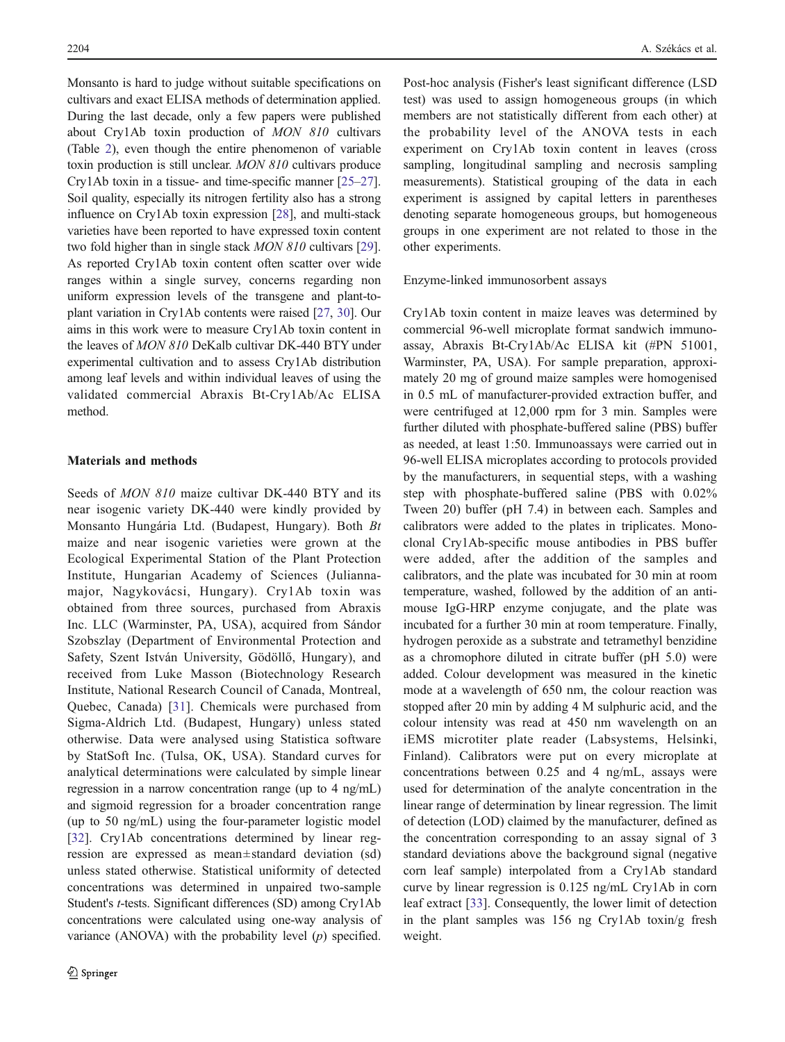Monsanto is hard to judge without suitable specifications on cultivars and exact ELISA methods of determination applied. During the last decade, only a few papers were published about Cry1Ab toxin production of *MON 810* cultivars (Table 2), even though the entire phenomenon of variable toxin production is still unclear. *MON 810* cultivars produce Cry1Ab toxin in a tissue- and time-specific manner [25–27]. Soil quality, especially its nitrogen fertility also has a strong influence on Cry1Ab toxin expression [28], and multi-stack varieties have been reported to have expressed toxin content two fold higher than in single stack *MON 810* cultivars [29]. As reported Cry1Ab toxin content often scatter over wide ranges within a single survey, concerns regarding non uniform expression levels of the transgene and plant-to-plant variation in Cry1Ab contents were raised [27, 30]. Our aims in this work were to measure Cry1Ab toxin content in the leaves of *MON 810* DeKalb cultivar DK-440 BTY under experimental cultivation and to assess Cry1Ab distribution among leaf levels and within individual leaves of using the validated commercial Abraxis Bt-Cry1Ab/Ac ELISA method.

## Materials and methods

Seeds of *MON 810* maize cultivar DK-440 BTY and its near isogenic variety DK-440 were kindly provided by Monsanto Hungária Ltd. (Budapest, Hungary). Both *Bt* maize and near isogenic varieties were grown at the Ecological Experimental Station of the Plant Protection Institute, Hungarian Academy of Sciences (Julianna-major, Nagykovácsi, Hungary). Cry1Ab toxin was obtained from three sources, purchased from Abraxis Inc. LLC (Warminster, PA, USA), acquired from Sándor Szobszlay (Department of Environmental Protection and Safety, Szent István University, Gödöllő, Hungary), and received from Luke Masson (Biotechnology Research Institute, National Research Council of Canada, Montreal, Quebec, Canada) [31]. Chemicals were purchased from Sigma-Aldrich Ltd. (Budapest, Hungary) unless stated otherwise. Data were analysed using Statistica software by StatSoft Inc. (Tulsa, OK, USA). Standard curves for analytical determinations were calculated by simple linear regression in a narrow concentration range (up to 4 ng/mL) and sigmoid regression for a broader concentration range (up to 50 ng/mL) using the four-parameter logistic model [32]. Cry1Ab concentrations determined by linear regression are expressed as mean±standard deviation (sd) unless stated otherwise. Statistical uniformity of detected concentrations was determined in unpaired two-sample Student's *t*-tests. Significant differences (SD) among Cry1Ab concentrations were calculated using one-way analysis of variance (ANOVA) with the probability level ($p$) specified. Post-hoc analysis (Fisher's least significant difference (LSD test) was used to assign homogeneous groups (in which members are not statistically different from each other) at the probability level of the ANOVA tests in each experiment on Cry1Ab toxin content in leaves (cross sampling, longitudinal sampling and necrosis sampling measurements). Statistical grouping of the data in each experiment is assigned by capital letters in parentheses denoting separate homogeneous groups, but homogeneous groups in one experiment are not related to those in the other experiments.

### Enzyme-linked immunosorbent assays

Cry1Ab toxin content in maize leaves was determined by commercial 96-well microplate format sandwich immunoassay, Abraxis Bt-Cry1Ab/Ac ELISA kit (#PN 51001, Warminster, PA, USA). For sample preparation, approximately 20 mg of ground maize samples were homogenised in 0.5 mL of manufacturer-provided extraction buffer, and were centrifuged at 12,000 rpm for 3 min. Samples were further diluted with phosphate-buffered saline (PBS) buffer as needed, at least 1:50. Immunoassays were carried out in 96-well ELISA microplates according to protocols provided by the manufacturers, in sequential steps, with a washing step with phosphate-buffered saline (PBS with 0.02% Tween 20) buffer (pH 7.4) in between each. Samples and calibrators were added to the plates in triplicates. Monoclonal Cry1Ab-specific mouse antibodies in PBS buffer were added, after the addition of the samples and calibrators, and the plate was incubated for 30 min at room temperature, washed, followed by the addition of an anti-mouse IgG-HRP enzyme conjugate, and the plate was incubated for a further 30 min at room temperature. Finally, hydrogen peroxide as a substrate and tetramethyl benzidine as a chromophore diluted in citrate buffer (pH 5.0) were added. Colour development was measured in the kinetic mode at a wavelength of 650 nm, the colour reaction was stopped after 20 min by adding 4 M sulphuric acid, and the colour intensity was read at 450 nm wavelength on an iEMS microtiter plate reader (Labsystems, Helsinki, Finland). Calibrators were put on every microplate at concentrations between 0.25 and 4 ng/mL, assays were used for determination of the analyte concentration in the linear range of determination by linear regression. The limit of detection (LOD) claimed by the manufacturer, defined as the concentration corresponding to an assay signal of 3 standard deviations above the background signal (negative corn leaf sample) interpolated from a Cry1Ab standard curve by linear regression is 0.125 ng/mL Cry1Ab in corn leaf extract [33]. Consequently, the lower limit of detection in the plant samples was 156 ng Cry1Ab toxin/g fresh weight.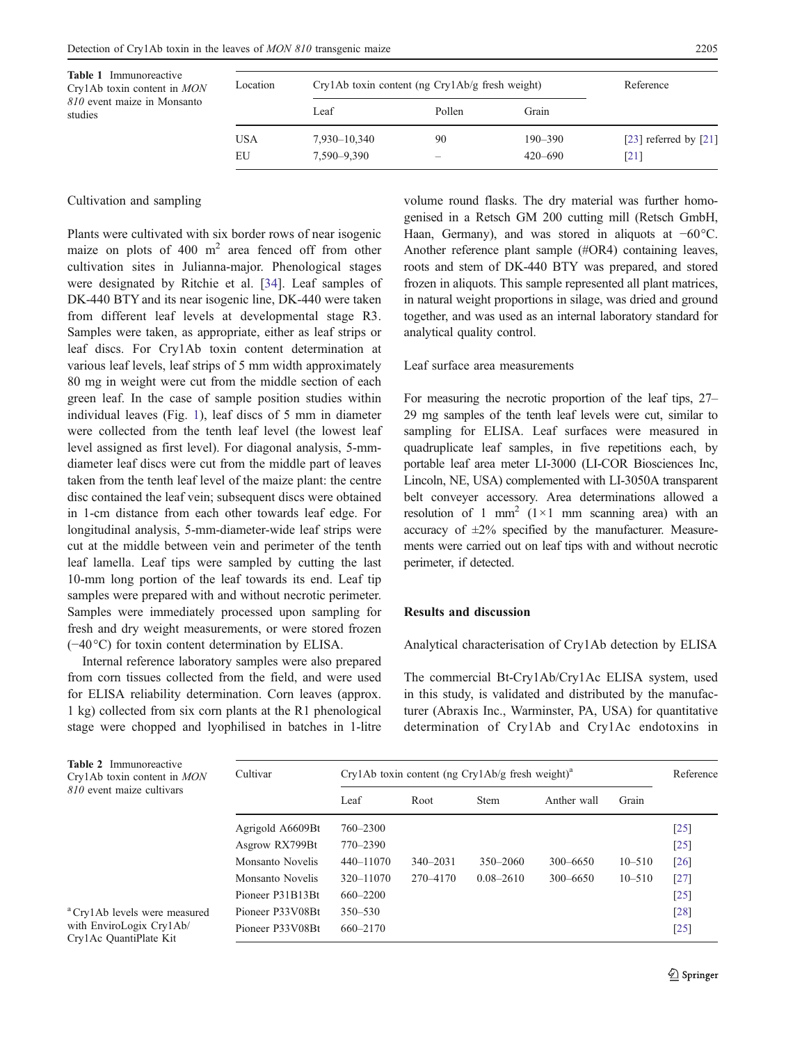**Table 1** Immunoreactive Cry1Ab toxin content in *MON 810* event maize in Monsanto studies

| Location | Cry1Ab toxin content (ng Cry1Ab/g fresh weight) | | | Reference |
|---|---|---|---|---|
| | Leaf | Pollen | Grain | |
| USA | 7,930–10,340 | 90 | 190–390 | [23] referred by [21] |
| EU | 7,590–9,390 | – | 420–690 | [21] |

Cultivation and sampling

Plants were cultivated with six border rows of near isogenic maize on plots of 400 m$^2$ area fenced off from other cultivation sites in Julianna-major. Phenological stages were designated by Ritchie et al. [34]. Leaf samples of DK-440 BTY and its near isogenic line, DK-440 were taken from different leaf levels at developmental stage R3. Samples were taken, as appropriate, either as leaf strips or leaf discs. For Cry1Ab toxin content determination at various leaf levels, leaf strips of 5 mm width approximately 80 mg in weight were cut from the middle section of each green leaf. In the case of sample position studies within individual leaves (Fig. 1), leaf discs of 5 mm in diameter were collected from the tenth leaf level (the lowest leaf level assigned as first level). For diagonal analysis, 5-mm-diameter leaf discs were cut from the middle part of leaves taken from the tenth leaf level of the maize plant: the centre disc contained the leaf vein; subsequent discs were obtained in 1-cm distance from each other towards leaf edge. For longitudinal analysis, 5-mm-diameter-wide leaf strips were cut at the middle between vein and perimeter of the tenth leaf lamella. Leaf tips were sampled by cutting the last 10-mm long portion of the leaf towards its end. Leaf tip samples were prepared with and without necrotic perimeter. Samples were immediately processed upon sampling for fresh and dry weight measurements, or were stored frozen (−40 °C) for toxin content determination by ELISA.

Internal reference laboratory samples were also prepared from corn tissues collected from the field, and were used for ELISA reliability determination. Corn leaves (approx. 1 kg) collected from six corn plants at the R1 phenological stage were chopped and lyophilised in batches in 1-litre volume round flasks. The dry material was further homogenised in a Retsch GM 200 cutting mill (Retsch GmbH, Haan, Germany), and was stored in aliquots at −60°C. Another reference plant sample (#OR4) containing leaves, roots and stem of DK-440 BTY was prepared, and stored frozen in aliquots. This sample represented all plant matrices, in natural weight proportions in silage, was dried and ground together, and was used as an internal laboratory standard for analytical quality control.

Leaf surface area measurements

For measuring the necrotic proportion of the leaf tips, 27–29 mg samples of the tenth leaf levels were cut, similar to sampling for ELISA. Leaf surfaces were measured in quadruplicate leaf samples, in five repetitions each, by portable leaf area meter LI-3000 (LI-COR Biosciences Inc, Lincoln, NE, USA) complemented with LI-3050A transparent belt conveyer accessory. Area determinations allowed a resolution of 1 mm$^2$ (1×1 mm scanning area) with an accuracy of ±2% specified by the manufacturer. Measurements were carried out on leaf tips with and without necrotic perimeter, if detected.

## Results and discussion

Analytical characterisation of Cry1Ab detection by ELISA

The commercial Bt-Cry1Ab/Cry1Ac ELISA system, used in this study, is validated and distributed by the manufacturer (Abraxis Inc., Warminster, PA, USA) for quantitative determination of Cry1Ab and Cry1Ac endotoxins in

**Table 2** Immunoreactive Cry1Ab toxin content in *MON 810* event maize cultivars

| Cultivar | Cry1Ab toxin content (ng Cry1Ab/g fresh weight)[a] | | | | | Reference |
|---|---|---|---|---|---|---|
| | Leaf | Root | Stem | Anther wall | Grain | |
| Agrigold A6609Bt | 760–2300 | | | | | [25] |
| Asgrow RX799Bt | 770–2390 | | | | | [25] |
| Monsanto Novelis | 440–11070 | 340–2031 | 350–2060 | 300–6650 | 10–510 | [26] |
| Monsanto Novelis | 320–11070 | 270–4170 | 0.08–2610 | 300–6650 | 10–510 | [27] |
| Pioneer P31B13Bt | 660–2200 | | | | | [25] |
| Pioneer P33V08Bt | 350–530 | | | | | [28] |
| Pioneer P33V08Bt | 660–2170 | | | | | [25] |

[a] Cry1Ab levels were measured with EnviroLogix Cry1Ab/Cry1Ac QuantiPlate Kit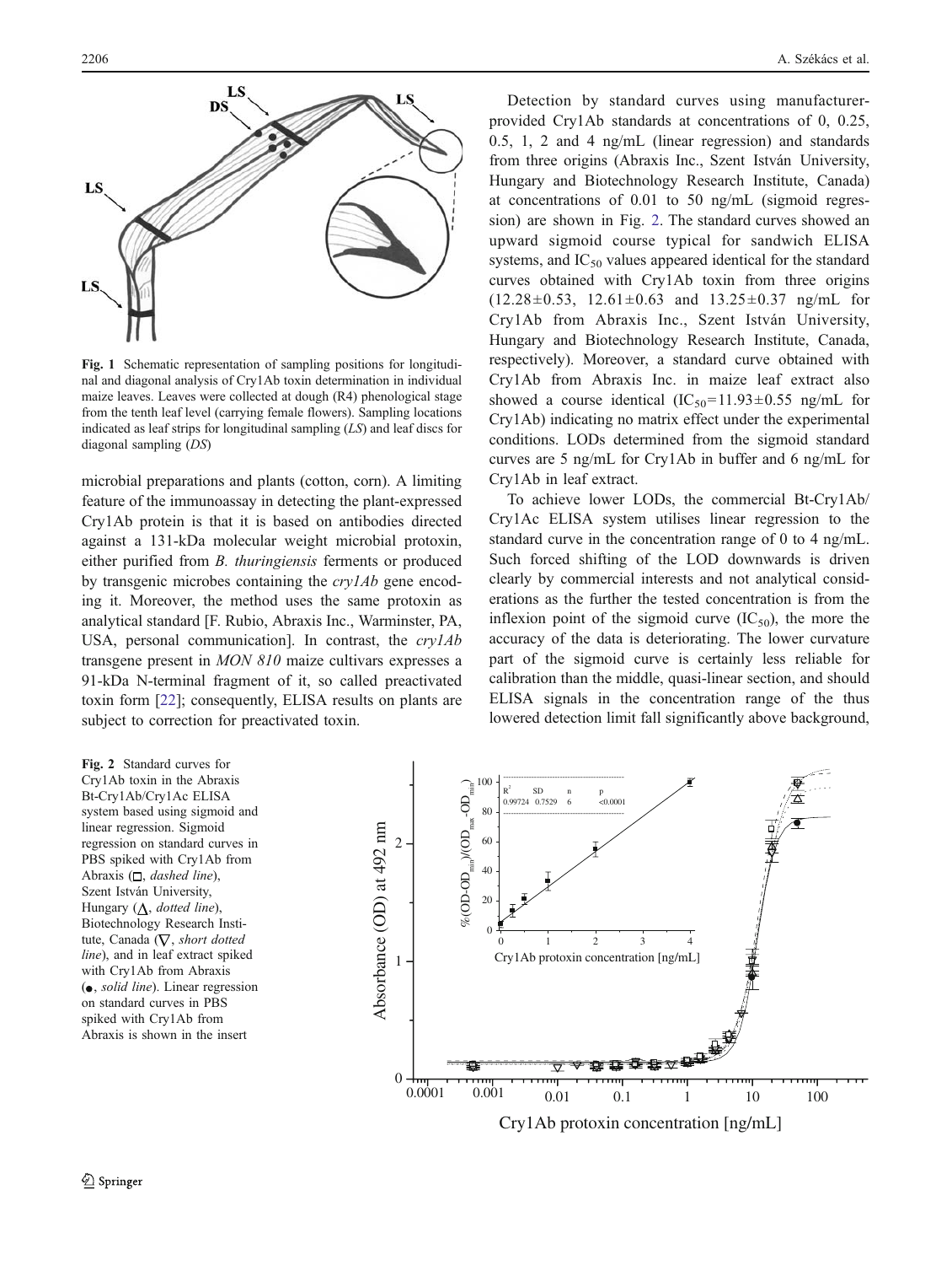**Fig. 1** Schematic representation of sampling positions for longitudinal and diagonal analysis of Cry1Ab toxin determination in individual maize leaves. Leaves were collected at dough (R4) phenological stage from the tenth leaf level (carrying female flowers). Sampling locations indicated as leaf strips for longitudinal sampling (*LS*) and leaf discs for diagonal sampling (*DS*)

microbial preparations and plants (cotton, corn). A limiting feature of the immunoassay in detecting the plant-expressed Cry1Ab protein is that it is based on antibodies directed against a 131-kDa molecular weight microbial protoxin, either purified from *B. thuringiensis* ferments or produced by transgenic microbes containing the *cry1Ab* gene encoding it. Moreover, the method uses the same protoxin as analytical standard [F. Rubio, Abraxis Inc., Warminster, PA, USA, personal communication]. In contrast, the *cry1Ab* transgene present in *MON 810* maize cultivars expresses a 91-kDa N-terminal fragment of it, so called preactivated toxin form [22]; consequently, ELISA results on plants are subject to correction for preactivated toxin.

Detection by standard curves using manufacturer-provided Cry1Ab standards at concentrations of 0, 0.25, 0.5, 1, 2 and 4 ng/mL (linear regression) and standards from three origins (Abraxis Inc., Szent István University, Hungary and Biotechnology Research Institute, Canada) at concentrations of 0.01 to 50 ng/mL (sigmoid regression) are shown in Fig. 2. The standard curves showed an upward sigmoid course typical for sandwich ELISA systems, and $IC_{50}$ values appeared identical for the standard curves obtained with Cry1Ab toxin from three origins (12.28±0.53, 12.61±0.63 and 13.25±0.37 ng/mL for Cry1Ab from Abraxis Inc., Szent István University, Hungary and Biotechnology Research Institute, Canada, respectively). Moreover, a standard curve obtained with Cry1Ab from Abraxis Inc. in maize leaf extract also showed a course identical ($IC_{50}$=11.93±0.55 ng/mL for Cry1Ab) indicating no matrix effect under the experimental conditions. LODs determined from the sigmoid standard curves are 5 ng/mL for Cry1Ab in buffer and 6 ng/mL for Cry1Ab in leaf extract.

To achieve lower LODs, the commercial Bt-Cry1Ab/Cry1Ac ELISA system utilises linear regression to the standard curve in the concentration range of 0 to 4 ng/mL. Such forced shifting of the LOD downwards is driven clearly by commercial interests and not analytical considerations as the further the tested concentration is from the inflexion point of the sigmoid curve ($IC_{50}$), the more the accuracy of the data is deteriorating. The lower curvature part of the sigmoid curve is certainly less reliable for calibration than the middle, quasi-linear section, and should ELISA signals in the concentration range of the thus lowered detection limit fall significantly above background,

**Fig. 2** Standard curves for Cry1Ab toxin in the Abraxis Bt-Cry1Ab/Cry1Ac ELISA system based using sigmoid and linear regression. Sigmoid regression on standard curves in PBS spiked with Cry1Ab from Abraxis (□, *dashed line*), Szent István University, Hungary (△, *dotted line*), Biotechnology Research Institute, Canada (▽, *short dotted line*), and in leaf extract spiked with Cry1Ab from Abraxis (●, *solid line*). Linear regression on standard curves in PBS spiked with Cry1Ab from Abraxis is shown in the insert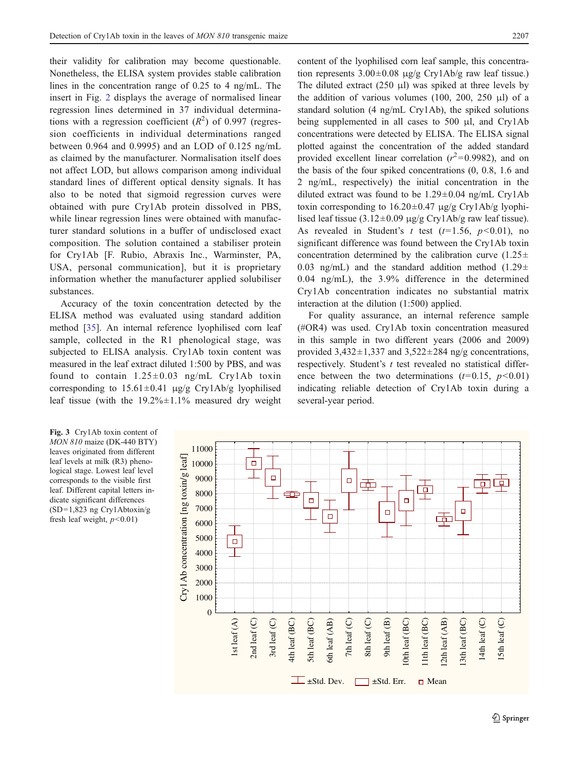their validity for calibration may become questionable. Nonetheless, the ELISA system provides stable calibration lines in the concentration range of 0.25 to 4 ng/mL. The insert in Fig. 2 displays the average of normalised linear regression lines determined in 37 individual determinations with a regression coefficient ($R^2$) of 0.997 (regression coefficients in individual determinations ranged between 0.964 and 0.9995) and an LOD of 0.125 ng/mL as claimed by the manufacturer. Normalisation itself does not affect LOD, but allows comparison among individual standard lines of different optical density signals. It has also to be noted that sigmoid regression curves were obtained with pure Cry1Ab protein dissolved in PBS, while linear regression lines were obtained with manufacturer standard solutions in a buffer of undisclosed exact composition. The solution contained a stabiliser protein for Cry1Ab [F. Rubio, Abraxis Inc., Warminster, PA, USA, personal communication], but it is proprietary information whether the manufacturer applied solubiliser substances.

Accuracy of the toxin concentration detected by the ELISA method was evaluated using standard addition method [35]. An internal reference lyophilised corn leaf sample, collected in the R1 phenological stage, was subjected to ELISA analysis. Cry1Ab toxin content was measured in the leaf extract diluted 1:500 by PBS, and was found to contain 1.25±0.03 ng/mL Cry1Ab toxin corresponding to 15.61±0.41 μg/g Cry1Ab/g lyophilised leaf tissue (with the 19.2%±1.1% measured dry weight content of the lyophilised corn leaf sample, this concentration represents 3.00±0.08 μg/g Cry1Ab/g raw leaf tissue.) The diluted extract (250 μl) was spiked at three levels by the addition of various volumes (100, 200, 250 μl) of a standard solution (4 ng/mL Cry1Ab), the spiked solutions being supplemented in all cases to 500 μl, and Cry1Ab concentrations were detected by ELISA. The ELISA signal plotted against the concentration of the added standard provided excellent linear correlation ($r^2$=0.9982), and on the basis of the four spiked concentrations (0, 0.8, 1.6 and 2 ng/mL, respectively) the initial concentration in the diluted extract was found to be 1.29±0.04 ng/mL Cry1Ab toxin corresponding to 16.20±0.47 μg/g Cry1Ab/g lyophilised leaf tissue (3.12±0.09 μg/g Cry1Ab/g raw leaf tissue). As revealed in Student's *t* test ($t$=1.56, $p$<0.01), no significant difference was found between the Cry1Ab toxin concentration determined by the calibration curve (1.25±0.03 ng/mL) and the standard addition method (1.29±0.04 ng/mL), the 3.9% difference in the determined Cry1Ab concentration indicates no substantial matrix interaction at the dilution (1:500) applied.

For quality assurance, an internal reference sample (#OR4) was used. Cry1Ab toxin concentration measured in this sample in two different years (2006 and 2009) provided 3,432±1,337 and 3,522±284 ng/g concentrations, respectively. Student's *t* test revealed no statistical difference between the two determinations ($t$=0.15, $p$<0.01) indicating reliable detection of Cry1Ab toxin during a several-year period.

**Fig. 3** Cry1Ab toxin content of *MON 810* maize (DK-440 BTY) leaves originated from different leaf levels at milk (R3) phenological stage. Lowest leaf level corresponds to the visible first leaf. Different capital letters indicate significant differences (SD=1,823 ng Cry1Abtoxin/g fresh leaf weight, $p$<0.01)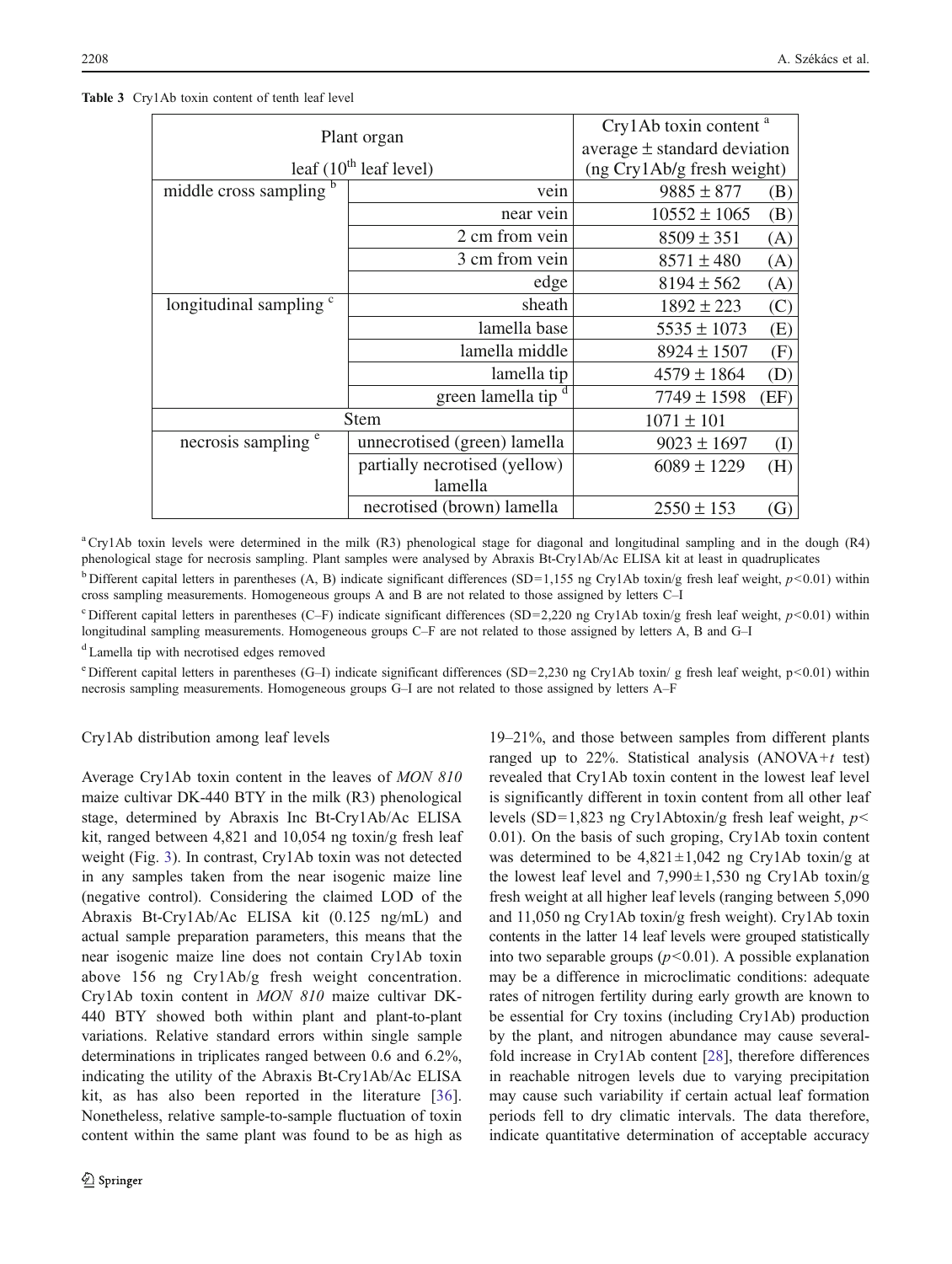**Table 3** Cry1Ab toxin content of tenth leaf level

| Plant organ leaf ($10^{th}$ leaf level) | | Cry1Ab toxin content [a] average ± standard deviation (ng Cry1Ab/g fresh weight) | |
|---|---|---|---|
| middle cross sampling [b] | vein | 9885 ± 877 | (B) |
| | near vein | 10552 ± 1065 | (B) |
| | 2 cm from vein | 8509 ± 351 | (A) |
| | 3 cm from vein | 8571 ± 480 | (A) |
| | edge | 8194 ± 562 | (A) |
| longitudinal sampling [c] | sheath | 1892 ± 223 | (C) |
| | lamella base | 5535 ± 1073 | (E) |
| | lamella middle | 8924 ± 1507 | (F) |
| | lamella tip | 4579 ± 1864 | (D) |
| | green lamella tip [d] | 7749 ± 1598 | (EF) |
| Stem | | 1071 ± 101 | |
| necrosis sampling [e] | unnecrotised (green) lamella | 9023 ± 1697 | (I) |
| | partially necrotised (yellow) lamella | 6089 ± 1229 | (H) |
| | necrotised (brown) lamella | 2550 ± 153 | (G) |

[a] Cry1Ab toxin levels were determined in the milk (R3) phenological stage for diagonal and longitudinal sampling and in the dough (R4) phenological stage for necrosis sampling. Plant samples were analysed by Abraxis Bt-Cry1Ab/Ac ELISA kit at least in quadruplicates

[b] Different capital letters in parentheses (A, B) indicate significant differences (SD=1,155 ng Cry1Ab toxin/g fresh leaf weight, $p<0.01$) within cross sampling measurements. Homogeneous groups A and B are not related to those assigned by letters C–I

[c] Different capital letters in parentheses (C–F) indicate significant differences (SD=2,220 ng Cry1Ab toxin/g fresh leaf weight, $p<0.01$) within longitudinal sampling measurements. Homogeneous groups C–F are not related to those assigned by letters A, B and G–I

[d] Lamella tip with necrotised edges removed

[e] Different capital letters in parentheses (G–I) indicate significant differences (SD=2,230 ng Cry1Ab toxin/ g fresh leaf weight, $p<0.01$) within necrosis sampling measurements. Homogeneous groups G–I are not related to those assigned by letters A–F

Cry1Ab distribution among leaf levels

Average Cry1Ab toxin content in the leaves of *MON 810* maize cultivar DK-440 BTY in the milk (R3) phenological stage, determined by Abraxis Inc Bt-Cry1Ab/Ac ELISA kit, ranged between 4,821 and 10,054 ng toxin/g fresh leaf weight (Fig. 3). In contrast, Cry1Ab toxin was not detected in any samples taken from the near isogenic maize line (negative control). Considering the claimed LOD of the Abraxis Bt-Cry1Ab/Ac ELISA kit (0.125 ng/mL) and actual sample preparation parameters, this means that the near isogenic maize line does not contain Cry1Ab toxin above 156 ng Cry1Ab/g fresh weight concentration. Cry1Ab toxin content in *MON 810* maize cultivar DK-440 BTY showed both within plant and plant-to-plant variations. Relative standard errors within single sample determinations in triplicates ranged between 0.6 and 6.2%, indicating the utility of the Abraxis Bt-Cry1Ab/Ac ELISA kit, as has also been reported in the literature [36]. Nonetheless, relative sample-to-sample fluctuation of toxin content within the same plant was found to be as high as 19–21%, and those between samples from different plants ranged up to 22%. Statistical analysis (ANOVA+$t$ test) revealed that Cry1Ab toxin content in the lowest leaf level is significantly different in toxin content from all other leaf levels (SD=1,823 ng Cry1Abtoxin/g fresh leaf weight, $p<0.01$). On the basis of such groping, Cry1Ab toxin content was determined to be 4,821±1,042 ng Cry1Ab toxin/g at the lowest leaf level and 7,990±1,530 ng Cry1Ab toxin/g fresh weight at all higher leaf levels (ranging between 5,090 and 11,050 ng Cry1Ab toxin/g fresh weight). Cry1Ab toxin contents in the latter 14 leaf levels were grouped statistically into two separable groups ($p<0.01$). A possible explanation may be a difference in microclimatic conditions: adequate rates of nitrogen fertility during early growth are known to be essential for Cry toxins (including Cry1Ab) production by the plant, and nitrogen abundance may cause several-fold increase in Cry1Ab content [28], therefore differences in reachable nitrogen levels due to varying precipitation may cause such variability if certain actual leaf formation periods fell to dry climatic intervals. The data therefore, indicate quantitative determination of acceptable accuracy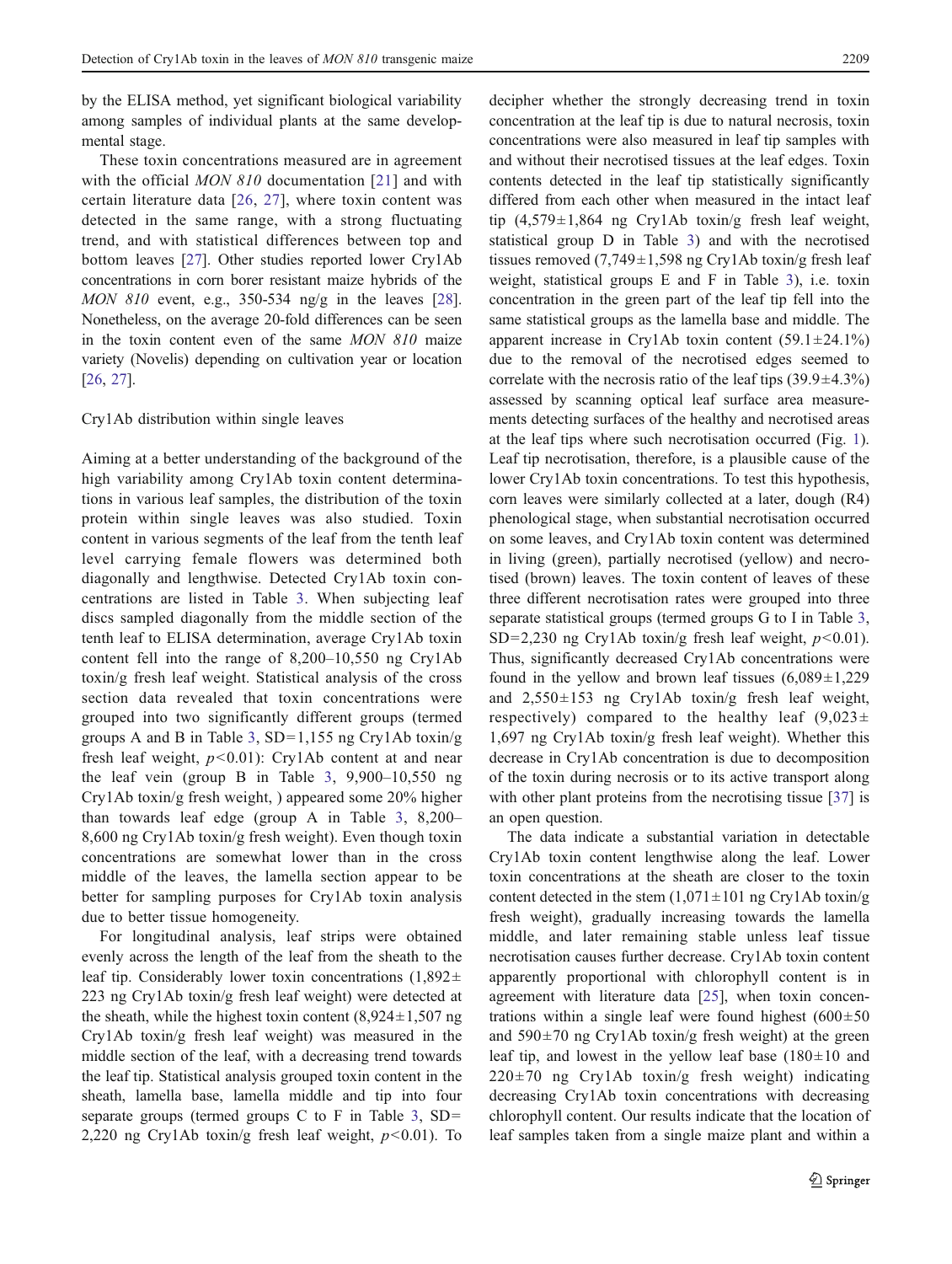by the ELISA method, yet significant biological variability among samples of individual plants at the same developmental stage.

These toxin concentrations measured are in agreement with the official *MON 810* documentation [21] and with certain literature data [26, 27], where toxin content was detected in the same range, with a strong fluctuating trend, and with statistical differences between top and bottom leaves [27]. Other studies reported lower Cry1Ab concentrations in corn borer resistant maize hybrids of the *MON 810* event, e.g., 350-534 ng/g in the leaves [28]. Nonetheless, on the average 20-fold differences can be seen in the toxin content even of the same *MON 810* maize variety (Novelis) depending on cultivation year or location [26, 27].

## Cry1Ab distribution within single leaves

Aiming at a better understanding of the background of the high variability among Cry1Ab toxin content determinations in various leaf samples, the distribution of the toxin protein within single leaves was also studied. Toxin content in various segments of the leaf from the tenth leaf level carrying female flowers was determined both diagonally and lengthwise. Detected Cry1Ab toxin concentrations are listed in Table 3. When subjecting leaf discs sampled diagonally from the middle section of the tenth leaf to ELISA determination, average Cry1Ab toxin content fell into the range of 8,200–10,550 ng Cry1Ab toxin/g fresh leaf weight. Statistical analysis of the cross section data revealed that toxin concentrations were grouped into two significantly different groups (termed groups A and B in Table 3, SD=1,155 ng Cry1Ab toxin/g fresh leaf weight, $p<0.01$): Cry1Ab content at and near the leaf vein (group B in Table 3, 9,900–10,550 ng Cry1Ab toxin/g fresh weight, ) appeared some 20% higher than towards leaf edge (group A in Table 3, 8,200–8,600 ng Cry1Ab toxin/g fresh weight). Even though toxin concentrations are somewhat lower than in the cross middle of the leaves, the lamella section appear to be better for sampling purposes for Cry1Ab toxin analysis due to better tissue homogeneity.

For longitudinal analysis, leaf strips were obtained evenly across the length of the leaf from the sheath to the leaf tip. Considerably lower toxin concentrations (1,892±223 ng Cry1Ab toxin/g fresh leaf weight) were detected at the sheath, while the highest toxin content (8,924±1,507 ng Cry1Ab toxin/g fresh leaf weight) was measured in the middle section of the leaf, with a decreasing trend towards the leaf tip. Statistical analysis grouped toxin content in the sheath, lamella base, lamella middle and tip into four separate groups (termed groups C to F in Table 3, SD=2,220 ng Cry1Ab toxin/g fresh leaf weight, $p<0.01$). To decipher whether the strongly decreasing trend in toxin concentration at the leaf tip is due to natural necrosis, toxin concentrations were also measured in leaf tip samples with and without their necrotised tissues at the leaf edges. Toxin contents detected in the leaf tip statistically significantly differed from each other when measured in the intact leaf tip (4,579±1,864 ng Cry1Ab toxin/g fresh leaf weight, statistical group D in Table 3) and with the necrotised tissues removed (7,749±1,598 ng Cry1Ab toxin/g fresh leaf weight, statistical groups E and F in Table 3), i.e. toxin concentration in the green part of the leaf tip fell into the same statistical groups as the lamella base and middle. The apparent increase in Cry1Ab toxin content (59.1±24.1%) due to the removal of the necrotised edges seemed to correlate with the necrosis ratio of the leaf tips (39.9±4.3%) assessed by scanning optical leaf surface area measurements detecting surfaces of the healthy and necrotised areas at the leaf tips where such necrotisation occurred (Fig. 1). Leaf tip necrotisation, therefore, is a plausible cause of the lower Cry1Ab toxin concentrations. To test this hypothesis, corn leaves were similarly collected at a later, dough (R4) phenological stage, when substantial necrotisation occurred on some leaves, and Cry1Ab toxin content was determined in living (green), partially necrotised (yellow) and necrotised (brown) leaves. The toxin content of leaves of these three different necrotisation rates were grouped into three separate statistical groups (termed groups G to I in Table 3, SD=2,230 ng Cry1Ab toxin/g fresh leaf weight, $p<0.01$). Thus, significantly decreased Cry1Ab concentrations were found in the yellow and brown leaf tissues (6,089±1,229 and 2,550±153 ng Cry1Ab toxin/g fresh leaf weight, respectively) compared to the healthy leaf (9,023±1,697 ng Cry1Ab toxin/g fresh leaf weight). Whether this decrease in Cry1Ab concentration is due to decomposition of the toxin during necrosis or to its active transport along with other plant proteins from the necrotising tissue [37] is an open question.

The data indicate a substantial variation in detectable Cry1Ab toxin content lengthwise along the leaf. Lower toxin concentrations at the sheath are closer to the toxin content detected in the stem (1,071±101 ng Cry1Ab toxin/g fresh weight), gradually increasing towards the lamella middle, and later remaining stable unless leaf tissue necrotisation causes further decrease. Cry1Ab toxin content apparently proportional with chlorophyll content is in agreement with literature data [25], when toxin concentrations within a single leaf were found highest (600±50 and 590±70 ng Cry1Ab toxin/g fresh weight) at the green leaf tip, and lowest in the yellow leaf base (180±10 and 220±70 ng Cry1Ab toxin/g fresh weight) indicating decreasing Cry1Ab toxin concentrations with decreasing chlorophyll content. Our results indicate that the location of leaf samples taken from a single maize plant and within a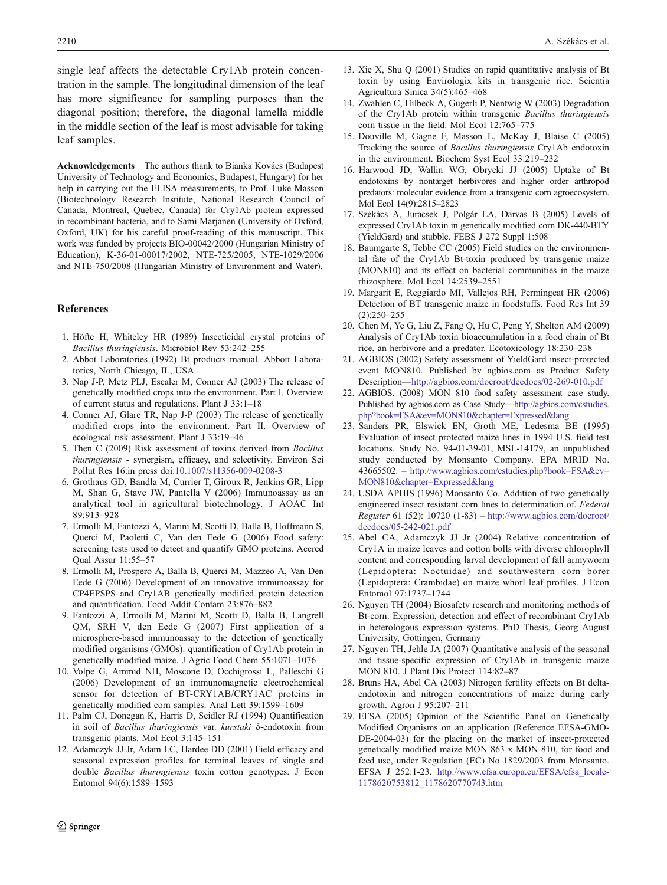single leaf affects the detectable Cry1Ab protein concentration in the sample. The longitudinal dimension of the leaf has more significance for sampling purposes than the diagonal position; therefore, the diagonal lamella middle in the middle section of the leaf is most advisable for taking leaf samples.

**Acknowledgements** The authors thank to Bianka Kovács (Budapest University of Technology and Economics, Budapest, Hungary) for her help in carrying out the ELISA measurements, to Prof. Luke Masson (Biotechnology Research Institute, National Research Council of Canada, Montreal, Quebec, Canada) for Cry1Ab protein expressed in recombinant bacteria, and to Sami Marjanen (University of Oxford, Oxford, UK) for his careful proof-reading of this manuscript. This work was funded by projects BIO-00042/2000 (Hungarian Ministry of Education), K-36-01-00017/2002, NTE-725/2005, NTE-1029/2006 and NTE-750/2008 (Hungarian Ministry of Environment and Water).

## References

1. Höfte H, Whiteley HR (1989) Insecticidal crystal proteins of *Bacillus thuringiensis*. Microbiol Rev 53:242–255
2. Abbot Laboratories (1992) Bt products manual. Abbott Laboratories, North Chicago, IL, USA
3. Nap J-P, Metz PLJ, Escaler M, Conner AJ (2003) The release of genetically modified crops into the environment. Part I. Overview of current status and regulations. Plant J 33:1–18
4. Conner AJ, Glare TR, Nap J-P (2003) The release of genetically modified crops into the environment. Part II. Overview of ecological risk assessment. Plant J 33:19–46
5. Then C (2009) Risk assessment of toxins derived from *Bacillus thuringiensis* - synergism, efficacy, and selectivity. Environ Sci Pollut Res 16:in press doi:10.1007/s11356-009-0208-3
6. Grothaus GD, Bandla M, Currier T, Giroux R, Jenkins GR, Lipp M, Shan G, Stave JW, Pantella V (2006) Immunoassay as an analytical tool in agricultural biotechnology. J AOAC Int 89:913–928
7. Ermolli M, Fantozzi A, Marini M, Scotti D, Balla B, Hoffmann S, Querci M, Paoletti C, Van den Eede G (2006) Food safety: screening tests used to detect and quantify GMO proteins. Accred Qual Assur 11:55–57
8. Ermolli M, Prospero A, Balla B, Querci M, Mazzeo A, Van Den Eede G (2006) Development of an innovative immunoassay for CP4EPSPS and Cry1AB genetically modified protein detection and quantification. Food Addit Contam 23:876–882
9. Fantozzi A, Ermolli M, Marini M, Scotti D, Balla B, Langrell QM, SRH V, den Eede G (2007) First application of a microsphere-based immunoassay to the detection of genetically modified organisms (GMOs): quantification of Cry1Ab protein in genetically modified maize. J Agric Food Chem 55:1071–1076
10. Volpe G, Ammid NH, Moscone D, Occhigrossi L, Palleschi G (2006) Development of an immunomagnetic electrochemical sensor for detection of BT-CRY1AB/CRY1AC proteins in genetically modified corn samples. Anal Lett 39:1599–1609
11. Palm CJ, Donegan K, Harris D, Seidler RJ (1994) Quantification in soil of *Bacillus thuringiensis* var. *kurstaki* δ-endotoxin from transgenic plants. Mol Ecol 3:145–151
12. Adamczyk JJ Jr, Adam LC, Hardee DD (2001) Field efficacy and seasonal expression profiles for terminal leaves of single and double *Bacillus thuringiensis* toxin cotton genotypes. J Econ Entomol 94(6):1589–1593
13. Xie X, Shu Q (2001) Studies on rapid quantitative analysis of Bt toxin by using Envirologix kits in transgenic rice. Scientia Agricultura Sinica 34(5):465–468
14. Zwahlen C, Hilbeck A, Gugerli P, Nentwig W (2003) Degradation of the Cry1Ab protein within transgenic *Bacillus thuringiensis* corn tissue in the field. Mol Ecol 12:765–775
15. Douville M, Gagne F, Masson L, McKay J, Blaise C (2005) Tracking the source of *Bacillus thuringiensis* Cry1Ab endotoxin in the environment. Biochem Syst Ecol 33:219–232
16. Harwood JD, Wallin WG, Obrycki JJ (2005) Uptake of Bt endotoxins by nontarget herbivores and higher order arthropod predators: molecular evidence from a transgenic corn agroecosystem. Mol Ecol 14(9):2815–2823
17. Székács A, Juracsek J, Polgár LA, Darvas B (2005) Levels of expressed Cry1Ab toxin in genetically modified corn DK-440-BTY (YieldGard) and stubble. FEBS J 272 Suppl 1:508
18. Baumgarte S, Tebbe CC (2005) Field studies on the environmental fate of the Cry1Ab Bt-toxin produced by transgenic maize (MON810) and its effect on bacterial communities in the maize rhizosphere. Mol Ecol 14:2539–2551
19. Margarit E, Reggiardo MI, Vallejos RH, Permingeat HR (2006) Detection of BT transgenic maize in foodstuffs. Food Res Int 39 (2):250–255
20. Chen M, Ye G, Liu Z, Fang Q, Hu C, Peng Y, Shelton AM (2009) Analysis of Cry1Ab toxin bioaccumulation in a food chain of Bt rice, an herbivore and a predator. Ecotoxicology 18:230–238
21. AGBIOS (2002) Safety assessment of YieldGard insect-protected event MON810. Published by agbios.com as Product Safety Description—http://agbios.com/docroot/decdocs/02-269-010.pdf
22. AGBIOS. (2008) MON 810 food safety assessment case study. Published by agbios.com as Case Study—http://agbios.com/cstudies.php?book=FSA&ev=MON810&chapter=Expressed&lang
23. Sanders PR, Elswick EN, Groth ME, Ledesma BE (1995) Evaluation of insect protected maize lines in 1994 U.S. field test locations. Study No. 94-01-39-01, MSL-14179, an unpublished study conducted by Monsanto Company. EPA MRID No. 43665502. – http://www.agbios.com/cstudies.php?book=FSA&ev=MON810&chapter=Expressed&lang
24. USDA APHIS (1996) Monsanto Co. Addition of two genetically engineered insect resistant corn lines to determination of. *Federal Register* 61 (52): 10720 (1-83) – http://www.agbios.com/docroot/decdocs/05-242-021.pdf
25. Abel CA, Adamczyk JJ Jr (2004) Relative concentration of Cry1A in maize leaves and cotton bolls with diverse chlorophyll content and corresponding larval development of fall armyworm (Lepidoptera: Noctuidae) and southwestern corn borer (Lepidoptera: Crambidae) on maize whorl leaf profiles. J Econ Entomol 97:1737–1744
26. Nguyen TH (2004) Biosafety research and monitoring methods of Bt-corn: Expression, detection and effect of recombinant Cry1Ab in heterologous expression systems. PhD Thesis, Georg August University, Göttingen, Germany
27. Nguyen TH, Jehle JA (2007) Quantitative analysis of the seasonal and tissue-specific expression of Cry1Ab in transgenic maize MON 810. J Plant Dis Protect 114:82–87
28. Bruns HA, Abel CA (2003) Nitrogen fertility effects on Bt delta-endotoxin and nitrogen concentrations of maize during early growth. Agron J 95:207–211
29. EFSA (2005) Opinion of the Scientific Panel on Genetically Modified Organisms on an application (Reference EFSA-GMO-DE-2004-03) for the placing on the market of insect-protected genetically modified maize MON 863 x MON 810, for food and feed use, under Regulation (EC) No 1829/2003 from Monsanto. EFSA J 252:1-23. http://www.efsa.europa.eu/EFSA/efsa_locale-1178620753812_1178620770743.htm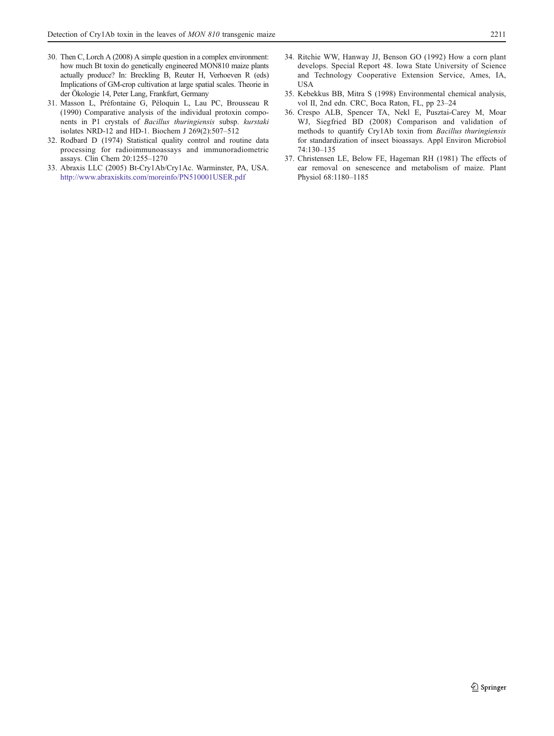30. Then C, Lorch A (2008) A simple question in a complex environment: how much Bt toxin do genetically engineered MON810 maize plants actually produce? In: Breckling B, Reuter H, Verhoeven R (eds) Implications of GM-crop cultivation at large spatial scales. Theorie in der Ökologie 14, Peter Lang, Frankfurt, Germany
31. Masson L, Préfontaine G, Péloquin L, Lau PC, Brousseau R (1990) Comparative analysis of the individual protoxin components in P1 crystals of *Bacillus thuringiensis* subsp. *kurstaki* isolates NRD-12 and HD-1. Biochem J 269(2):507–512
32. Rodbard D (1974) Statistical quality control and routine data processing for radioimmunoassays and immunoradiometric assays. Clin Chem 20:1255–1270
33. Abraxis LLC (2005) Bt-Cry1Ab/Cry1Ac. Warminster, PA, USA. http://www.abraxiskits.com/moreinfo/PN510001USER.pdf
34. Ritchie WW, Hanway JJ, Benson GO (1992) How a corn plant develops. Special Report 48. Iowa State University of Science and Technology Cooperative Extension Service, Ames, IA, USA
35. Kebekkus BB, Mitra S (1998) Environmental chemical analysis, vol II, 2nd edn. CRC, Boca Raton, FL, pp 23–24
36. Crespo ALB, Spencer TA, Nekl E, Pusztai-Carey M, Moar WJ, Siegfried BD (2008) Comparison and validation of methods to quantify Cry1Ab toxin from *Bacillus thuringiensis* for standardization of insect bioassays. Appl Environ Microbiol 74:130–135
37. Christensen LE, Below FE, Hageman RH (1981) The effects of ear removal on senescence and metabolism of maize. Plant Physiol 68:1180–1185